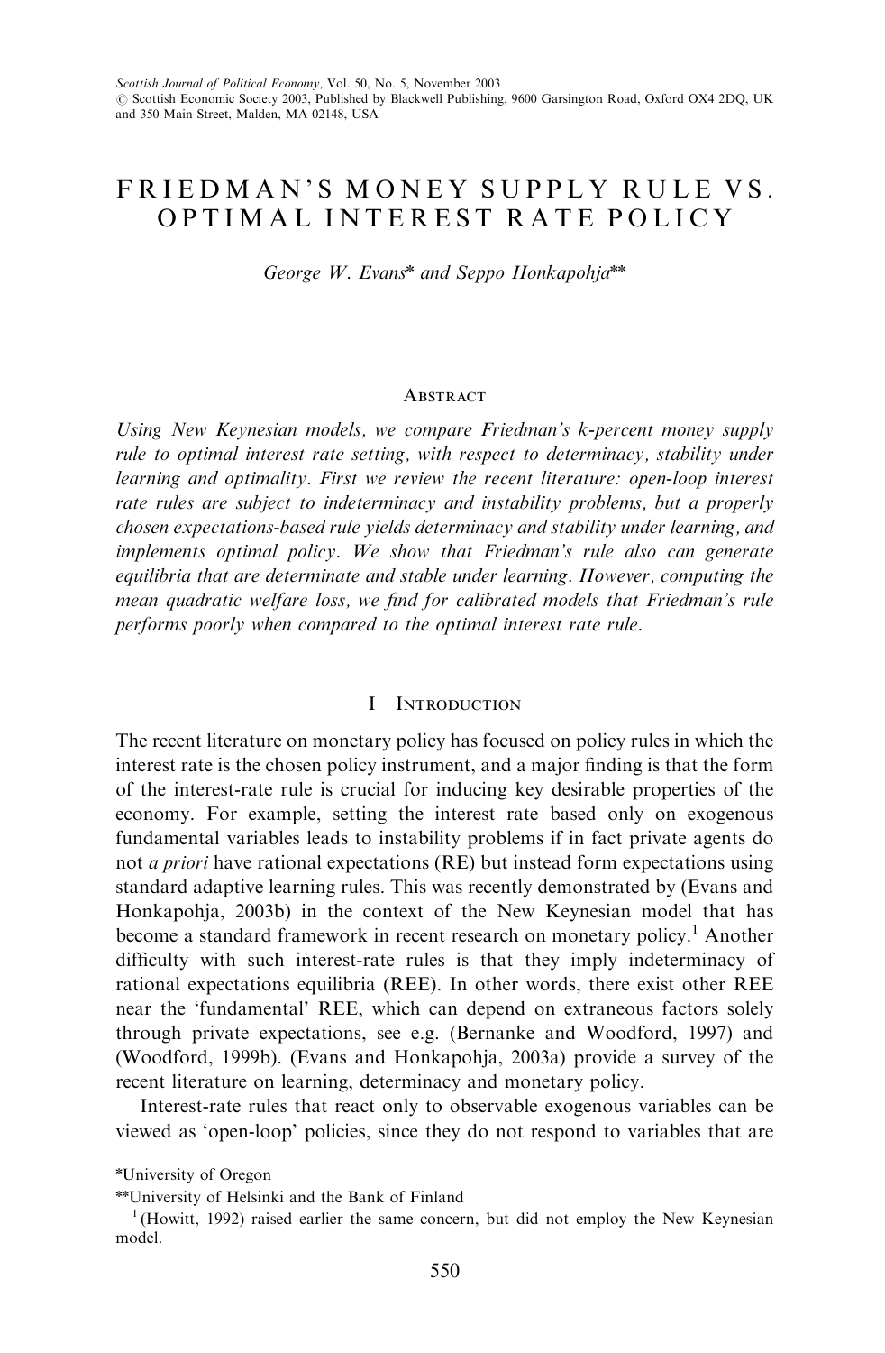# FRIEDMAN'S MONEY SUPPLY RULE VS. OPTIMAL INTEREST RATE POLICY

*George W. Evans\* and Seppo Honkapohja\*\**

## Abstract

*Using New Keynesian models, we compare Friedman's k-percent money supply rule to optimal interest rate setting, with respect to determinacy, stability under learning and optimality. First we review the recent literature: open-loop interest rate rules are subject to indeterminacy and instability problems, but a properly chosen expectations-based rule yields determinacy and stability under learning, and implements optimal policy. We show that Friedman's rule also can generate equilibria that are determinate and stable under learning. However, computing the mean quadratic welfare loss, we find for calibrated models that Friedman's rule performs poorly when compared to the optimal interest rate rule.*

## I Introduction

The recent literature on monetary policy has focused on policy rules in which the interest rate is the chosen policy instrument, and a major finding is that the form of the interest-rate rule is crucial for inducing key desirable properties of the economy. For example, setting the interest rate based only on exogenous fundamental variables leads to instability problems if in fact private agents do not *a priori* have rational expectations (RE) but instead form expectations using standard adaptive learning rules. This was recently demonstrated by (Evans and Honkapohja, 2003b) in the context of the New Keynesian model that has become a standard framework in recent research on monetary policy.[1] Another difficulty with such interest-rate rules is that they imply indeterminacy of rational expectations equilibria (REE). In other words, there exist other REE near the 'fundamental' REE, which can depend on extraneous factors solely through private expectations, see e.g. (Bernanke and Woodford, 1997) and (Woodford, 1999b). (Evans and Honkapohja, 2003a) provide a survey of the recent literature on learning, determinacy and monetary policy.

Interest-rate rules that react only to observable exogenous variables can be viewed as 'open-loop' policies, since they do not respond to variables that are

\*University of Oregon

\*\*University of Helsinki and the Bank of Finland

[1] (Howitt, 1992) raised earlier the same concern, but did not employ the New Keynesian model.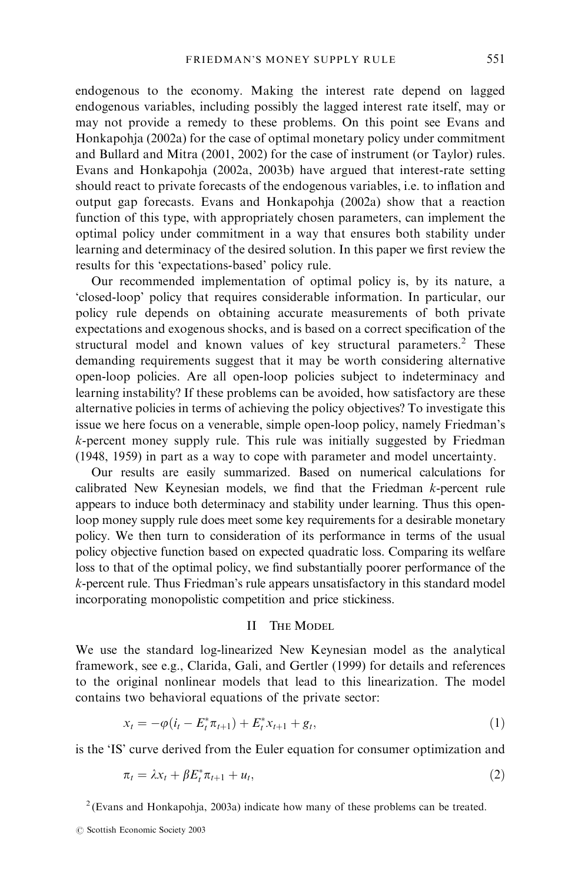endogenous to the economy. Making the interest rate depend on lagged endogenous variables, including possibly the lagged interest rate itself, may or may not provide a remedy to these problems. On this point see Evans and Honkapohja (2002a) for the case of optimal monetary policy under commitment and Bullard and Mitra (2001, 2002) for the case of instrument (or Taylor) rules. Evans and Honkapohja (2002a, 2003b) have argued that interest-rate setting should react to private forecasts of the endogenous variables, i.e. to inflation and output gap forecasts. Evans and Honkapohja (2002a) show that a reaction function of this type, with appropriately chosen parameters, can implement the optimal policy under commitment in a way that ensures both stability under learning and determinacy of the desired solution. In this paper we first review the results for this 'expectations-based' policy rule.

Our recommended implementation of optimal policy is, by its nature, a 'closed-loop' policy that requires considerable information. In particular, our policy rule depends on obtaining accurate measurements of both private expectations and exogenous shocks, and is based on a correct specification of the structural model and known values of key structural parameters.[2] These demanding requirements suggest that it may be worth considering alternative open-loop policies. Are all open-loop policies subject to indeterminacy and learning instability? If these problems can be avoided, how satisfactory are these alternative policies in terms of achieving the policy objectives? To investigate this issue we here focus on a venerable, simple open-loop policy, namely Friedman's $k$-percent money supply rule. This rule was initially suggested by Friedman (1948, 1959) in part as a way to cope with parameter and model uncertainty.

Our results are easily summarized. Based on numerical calculations for calibrated New Keynesian models, we find that the Friedman $k$-percent rule appears to induce both determinacy and stability under learning. Thus this open-loop money supply rule does meet some key requirements for a desirable monetary policy. We then turn to consideration of its performance in terms of the usual policy objective function based on expected quadratic loss. Comparing its welfare loss to that of the optimal policy, we find substantially poorer performance of the $k$-percent rule. Thus Friedman's rule appears unsatisfactory in this standard model incorporating monopolistic competition and price stickiness.

## II The Model

We use the standard log-linearized New Keynesian model as the analytical framework, see e.g., Clarida, Gali, and Gertler (1999) for details and references to the original nonlinear models that lead to this linearization. The model contains two behavioral equations of the private sector:

$$x_t = -\varphi(i_t - E_t^* \pi_{t+1}) + E_t^* x_{t+1} + g_t, \tag{1}$$

is the 'IS' curve derived from the Euler equation for consumer optimization and

$$\pi_t = \lambda x_t + \beta E_t^* \pi_{t+1} + u_t, \tag{2}$$

[2] (Evans and Honkapohja, 2003a) indicate how many of these problems can be treated.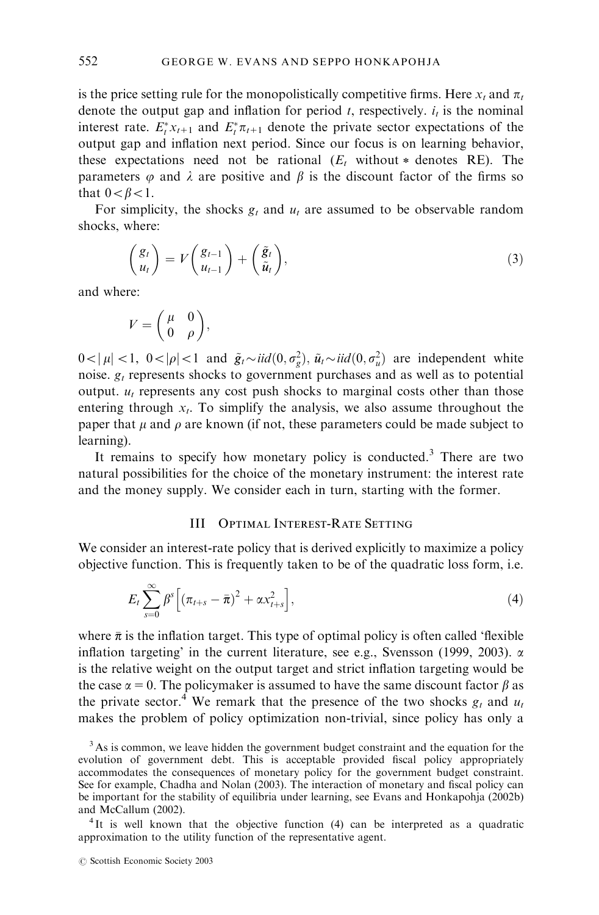is the price setting rule for the monopolistically competitive firms. Here $x_t$ and $\pi_t$ denote the output gap and inflation for period $t$, respectively. $i_t$ is the nominal interest rate. $E_t^* x_{t+1}$ and $E_t^* \pi_{t+1}$ denote the private sector expectations of the output gap and inflation next period. Since our focus is on learning behavior, these expectations need not be rational ($E_t$ without $*$ denotes RE). The parameters $\varphi$ and $\lambda$ are positive and $\beta$ is the discount factor of the firms so that $0 < \beta < 1$.

For simplicity, the shocks $g_t$ and $u_t$ are assumed to be observable random shocks, where:

$$\begin{pmatrix} g_t \\ u_t \end{pmatrix} = V \begin{pmatrix} g_{t-1} \\ u_{t-1} \end{pmatrix} + \begin{pmatrix} \tilde{g}_t \\ \tilde{u}_t \end{pmatrix}, \tag{3}$$

and where:

$$V = \begin{pmatrix} \mu & 0 \\ 0 & \rho \end{pmatrix},$$

$0 < |\mu| < 1$, $0 < |\rho| < 1$ and $\tilde{g}_t \sim iid(0, \sigma_g^2)$, $\tilde{u}_t \sim iid(0, \sigma_u^2)$ are independent white noise. $g_t$ represents shocks to government purchases and as well as to potential output. $u_t$ represents any cost push shocks to marginal costs other than those entering through $x_t$. To simplify the analysis, we also assume throughout the paper that $\mu$ and $\rho$ are known (if not, these parameters could be made subject to learning).

It remains to specify how monetary policy is conducted.[3] There are two natural possibilities for the choice of the monetary instrument: the interest rate and the money supply. We consider each in turn, starting with the former.

## III Optimal Interest-Rate Setting

We consider an interest-rate policy that is derived explicitly to maximize a policy objective function. This is frequently taken to be of the quadratic loss form, i.e.

$$E_t \sum_{s=0}^{\infty} \beta^s \left[ (\pi_{t+s} - \bar{\pi})^2 + \alpha x_{t+s}^2 \right], \tag{4}$$

where $\bar{\pi}$ is the inflation target. This type of optimal policy is often called 'flexible inflation targeting' in the current literature, see e.g., Svensson (1999, 2003). $\alpha$ is the relative weight on the output target and strict inflation targeting would be the case $\alpha = 0$. The policymaker is assumed to have the same discount factor $\beta$ as the private sector.[4] We remark that the presence of the two shocks $g_t$ and $u_t$ makes the problem of policy optimization non-trivial, since policy has only a

[3] As is common, we leave hidden the government budget constraint and the equation for the evolution of government debt. This is acceptable provided fiscal policy appropriately accommodates the consequences of monetary policy for the government budget constraint. See for example, Chadha and Nolan (2003). The interaction of monetary and fiscal policy can be important for the stability of equilibria under learning, see Evans and Honkapohja (2002b) and McCallum (2002).

[4] It is well known that the objective function (4) can be interpreted as a quadratic approximation to the utility function of the representative agent.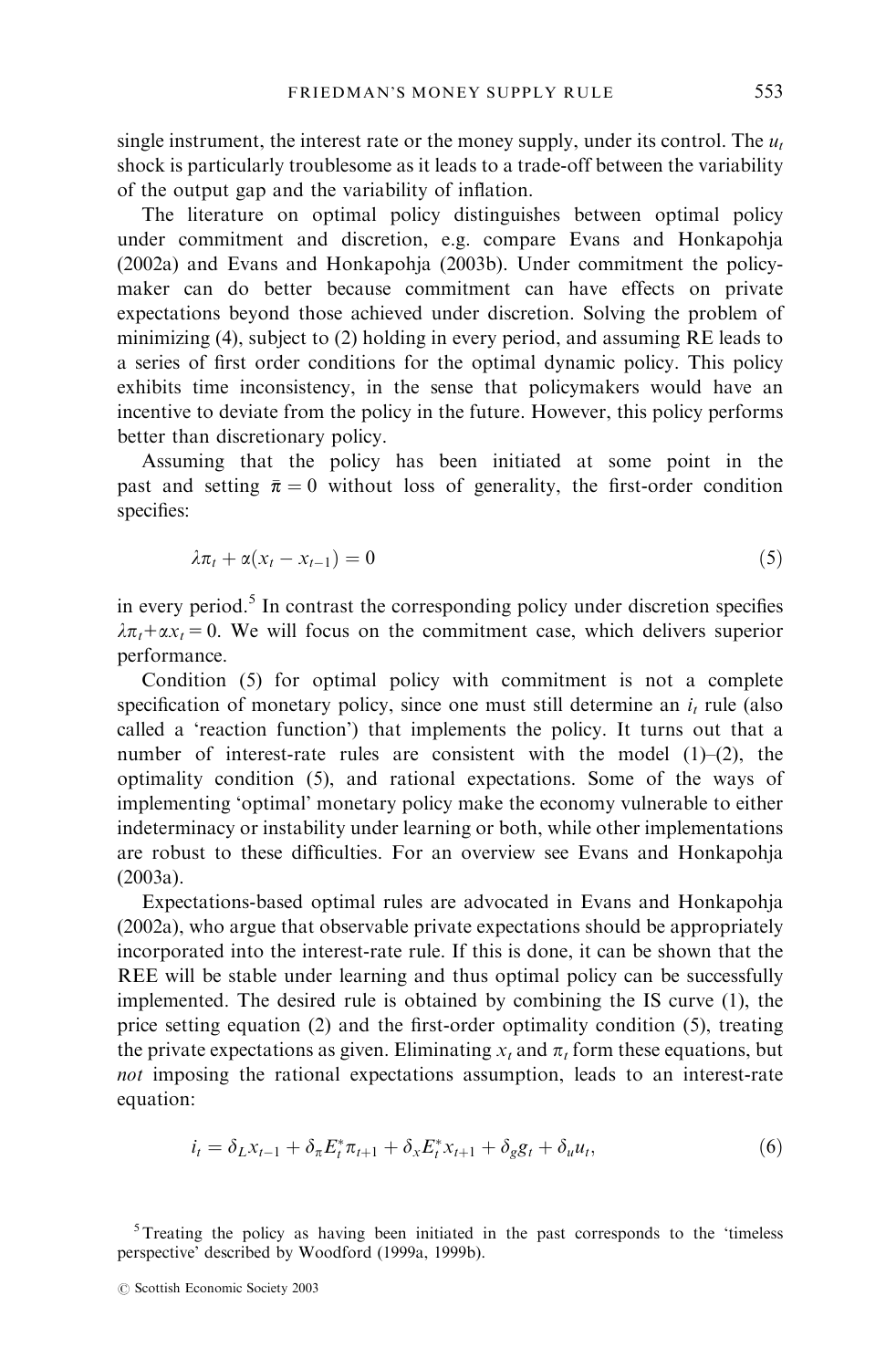single instrument, the interest rate or the money supply, under its control. The $u_t$ shock is particularly troublesome as it leads to a trade-off between the variability of the output gap and the variability of inflation.

The literature on optimal policy distinguishes between optimal policy under commitment and discretion, e.g. compare Evans and Honkapohja (2002a) and Evans and Honkapohja (2003b). Under commitment the policy-maker can do better because commitment can have effects on private expectations beyond those achieved under discretion. Solving the problem of minimizing (4), subject to (2) holding in every period, and assuming RE leads to a series of first order conditions for the optimal dynamic policy. This policy exhibits time inconsistency, in the sense that policymakers would have an incentive to deviate from the policy in the future. However, this policy performs better than discretionary policy.

Assuming that the policy has been initiated at some point in the past and setting $\bar{\pi} = 0$ without loss of generality, the first-order condition specifies:

$$\lambda \pi_t + \alpha(x_t - x_{t-1}) = 0 \tag{5}$$

in every period.[5] In contrast the corresponding policy under discretion specifies $\lambda \pi_t + \alpha x_t = 0$. We will focus on the commitment case, which delivers superior performance.

Condition (5) for optimal policy with commitment is not a complete specification of monetary policy, since one must still determine an $i_t$ rule (also called a 'reaction function') that implements the policy. It turns out that a number of interest-rate rules are consistent with the model (1)–(2), the optimality condition (5), and rational expectations. Some of the ways of implementing 'optimal' monetary policy make the economy vulnerable to either indeterminacy or instability under learning or both, while other implementations are robust to these difficulties. For an overview see Evans and Honkapohja (2003a).

Expectations-based optimal rules are advocated in Evans and Honkapohja (2002a), who argue that observable private expectations should be appropriately incorporated into the interest-rate rule. If this is done, it can be shown that the REE will be stable under learning and thus optimal policy can be successfully implemented. The desired rule is obtained by combining the IS curve (1), the price setting equation (2) and the first-order optimality condition (5), treating the private expectations as given. Eliminating $x_t$ and $\pi_t$ form these equations, but *not* imposing the rational expectations assumption, leads to an interest-rate equation:

$$i_t = \delta_L x_{t-1} + \delta_\pi E_t^* \pi_{t+1} + \delta_x E_t^* x_{t+1} + \delta_g g_t + \delta_u u_t, \tag{6}$$

[5] Treating the policy as having been initiated in the past corresponds to the 'timeless perspective' described by Woodford (1999a, 1999b).

© Scottish Economic Society 2003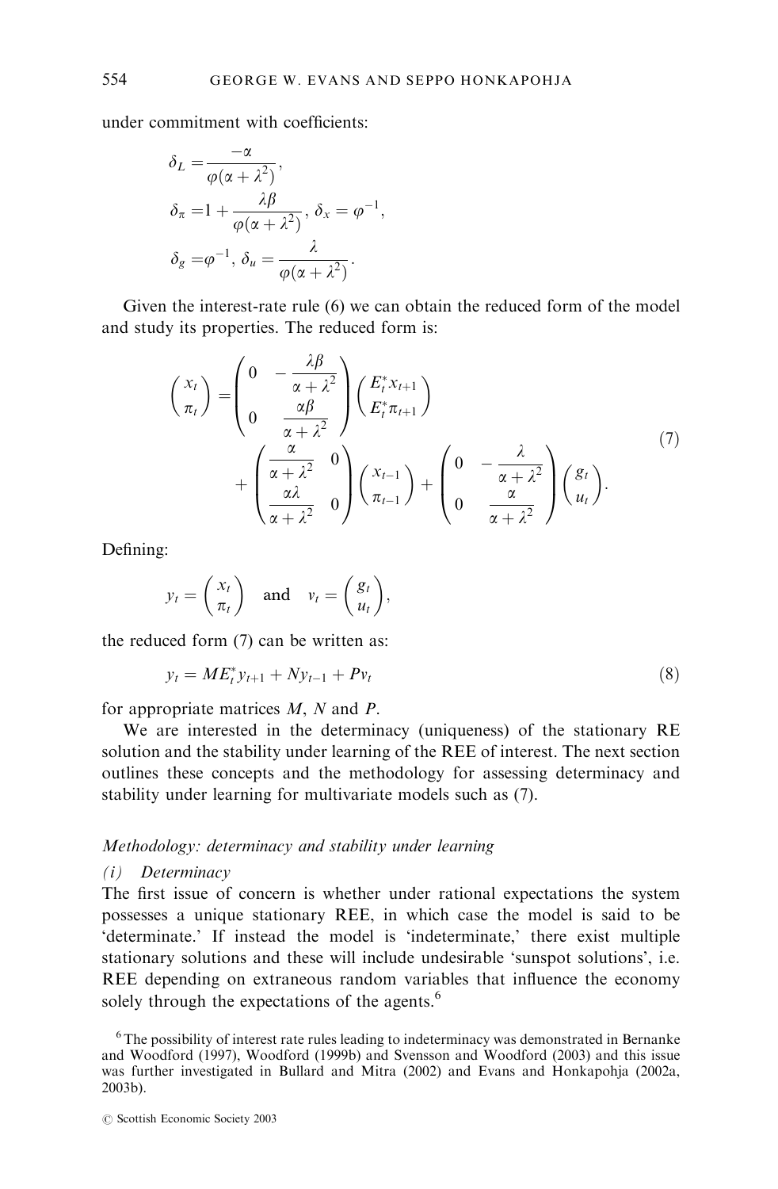under commitment with coefficients:

$$\delta_L = \frac{-\alpha}{\varphi(\alpha+\lambda^2)},$$

$$\delta_\pi = 1 + \frac{\lambda\beta}{\varphi(\alpha+\lambda^2)},\ \delta_x = \varphi^{-1},$$

$$\delta_g = \varphi^{-1},\ \delta_u = \frac{\lambda}{\varphi(\alpha+\lambda^2)}.$$

Given the interest-rate rule (6) we can obtain the reduced form of the model and study its properties. The reduced form is:

$$\begin{pmatrix} x_t \\ \pi_t \end{pmatrix} = \begin{pmatrix} 0 & -\dfrac{\lambda\beta}{\alpha+\lambda^2} \\ 0 & \dfrac{\alpha\beta}{\alpha+\lambda^2} \end{pmatrix} \begin{pmatrix} E_t^* x_{t+1} \\ E_t^* \pi_{t+1} \end{pmatrix} + \begin{pmatrix} \dfrac{\alpha}{\alpha+\lambda^2} & 0 \\ \dfrac{\alpha\lambda}{\alpha+\lambda^2} & 0 \end{pmatrix} \begin{pmatrix} x_{t-1} \\ \pi_{t-1} \end{pmatrix} + \begin{pmatrix} 0 & -\dfrac{\lambda}{\alpha+\lambda^2} \\ 0 & \dfrac{\alpha}{\alpha+\lambda^2} \end{pmatrix} \begin{pmatrix} g_t \\ u_t \end{pmatrix}. \tag{7}$$

Defining:

$$y_t = \begin{pmatrix} x_t \\ \pi_t \end{pmatrix} \quad \text{and} \quad v_t = \begin{pmatrix} g_t \\ u_t \end{pmatrix},$$

the reduced form (7) can be written as:

$$y_t = ME_t^* y_{t+1} + Ny_{t-1} + Pv_t \tag{8}$$

for appropriate matrices $M$, $N$ and $P$.

We are interested in the determinacy (uniqueness) of the stationary RE solution and the stability under learning of the REE of interest. The next section outlines these concepts and the methodology for assessing determinacy and stability under learning for multivariate models such as (7).

*Methodology: determinacy and stability under learning*

*(i) Determinacy*

The first issue of concern is whether under rational expectations the system possesses a unique stationary REE, in which case the model is said to be 'determinate.' If instead the model is 'indeterminate,' there exist multiple stationary solutions and these will include undesirable 'sunspot solutions', i.e. REE depending on extraneous random variables that influence the economy solely through the expectations of the agents.[6]

[6] The possibility of interest rate rules leading to indeterminacy was demonstrated in Bernanke and Woodford (1997), Woodford (1999b) and Svensson and Woodford (2003) and this issue was further investigated in Bullard and Mitra (2002) and Evans and Honkapohja (2002a, 2003b).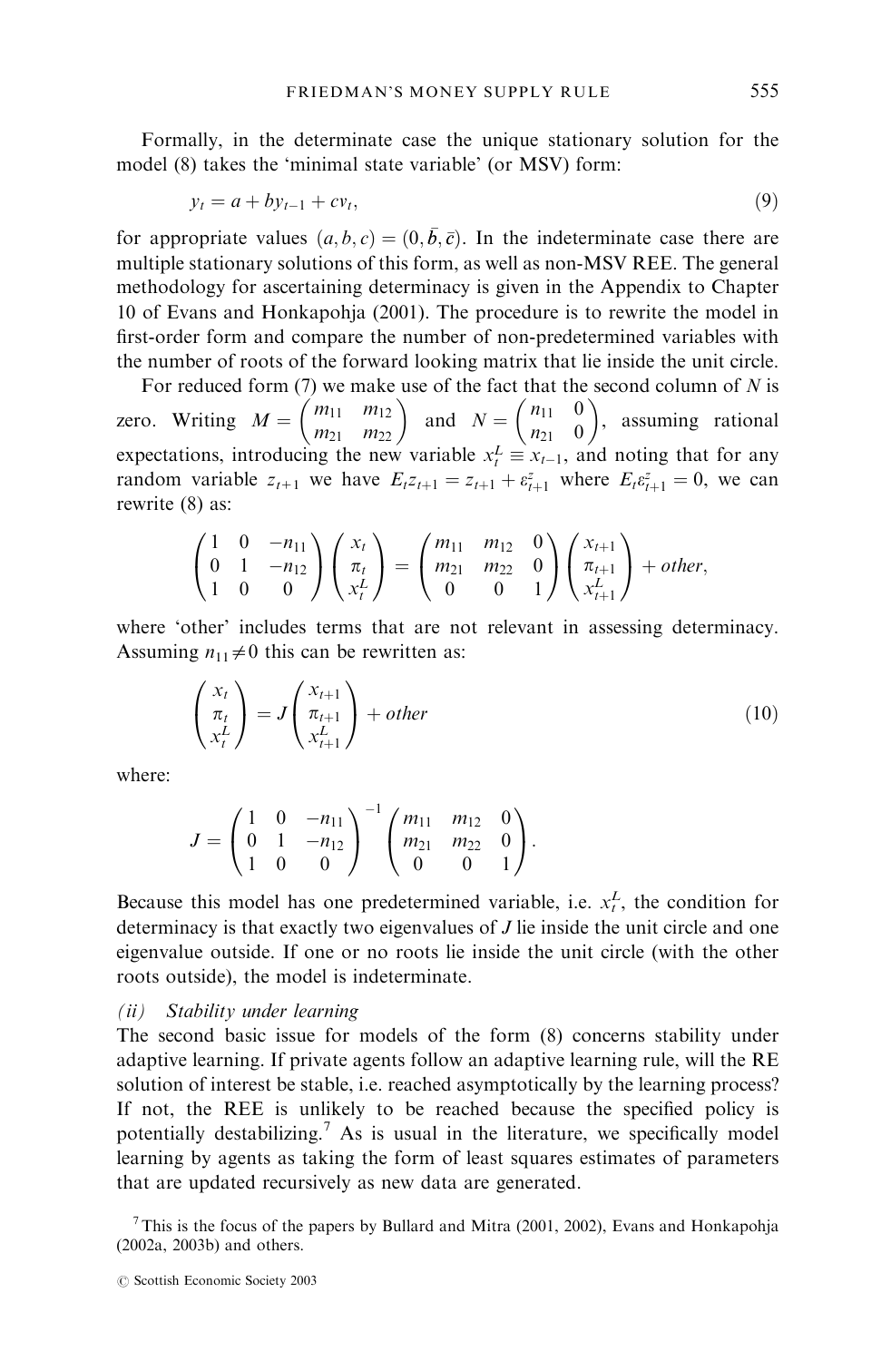Formally, in the determinate case the unique stationary solution for the model (8) takes the 'minimal state variable' (or MSV) form:

$$y_t = a + by_{t-1} + cv_t, \tag{9}$$

for appropriate values $(a, b, c) = (0, \bar{b}, \bar{c})$. In the indeterminate case there are multiple stationary solutions of this form, as well as non-MSV REE. The general methodology for ascertaining determinacy is given in the Appendix to Chapter 10 of Evans and Honkapohja (2001). The procedure is to rewrite the model in first-order form and compare the number of non-predetermined variables with the number of roots of the forward looking matrix that lie inside the unit circle.

For reduced form (7) we make use of the fact that the second column of $N$ is zero. Writing $M = \begin{pmatrix} m_{11} & m_{12} \\ m_{21} & m_{22} \end{pmatrix}$ and $N = \begin{pmatrix} n_{11} & 0 \\ n_{21} & 0 \end{pmatrix}$, assuming rational expectations, introducing the new variable $x_t^L \equiv x_{t-1}$, and noting that for any random variable $z_{t+1}$ we have $E_t z_{t+1} = z_{t+1} + \varepsilon_{t+1}^z$ where $E_t \varepsilon_{t+1}^z = 0$, we can rewrite (8) as:

$$\begin{pmatrix} 1 & 0 & -n_{11} \\ 0 & 1 & -n_{12} \\ 1 & 0 & 0 \end{pmatrix} \begin{pmatrix} x_t \\ \pi_t \\ x_t^L \end{pmatrix} = \begin{pmatrix} m_{11} & m_{12} & 0 \\ m_{21} & m_{22} & 0 \\ 0 & 0 & 1 \end{pmatrix} \begin{pmatrix} x_{t+1} \\ \pi_{t+1} \\ x_{t+1}^L \end{pmatrix} + other,$$

where 'other' includes terms that are not relevant in assessing determinacy. Assuming $n_{11} \neq 0$ this can be rewritten as:

$$\begin{pmatrix} x_t \\ \pi_t \\ x_t^L \end{pmatrix} = J \begin{pmatrix} x_{t+1} \\ \pi_{t+1} \\ x_{t+1}^L \end{pmatrix} + other \tag{10}$$

where:

$$J = \begin{pmatrix} 1 & 0 & -n_{11} \\ 0 & 1 & -n_{12} \\ 1 & 0 & 0 \end{pmatrix}^{-1} \begin{pmatrix} m_{11} & m_{12} & 0 \\ m_{21} & m_{22} & 0 \\ 0 & 0 & 1 \end{pmatrix}.$$

Because this model has one predetermined variable, i.e. $x_t^L$, the condition for determinacy is that exactly two eigenvalues of $J$ lie inside the unit circle and one eigenvalue outside. If one or no roots lie inside the unit circle (with the other roots outside), the model is indeterminate.

*(ii) Stability under learning*

The second basic issue for models of the form (8) concerns stability under adaptive learning. If private agents follow an adaptive learning rule, will the RE solution of interest be stable, i.e. reached asymptotically by the learning process? If not, the REE is unlikely to be reached because the specified policy is potentially destabilizing.[7] As is usual in the literature, we specifically model learning by agents as taking the form of least squares estimates of parameters that are updated recursively as new data are generated.

[7] This is the focus of the papers by Bullard and Mitra (2001, 2002), Evans and Honkapohja (2002a, 2003b) and others.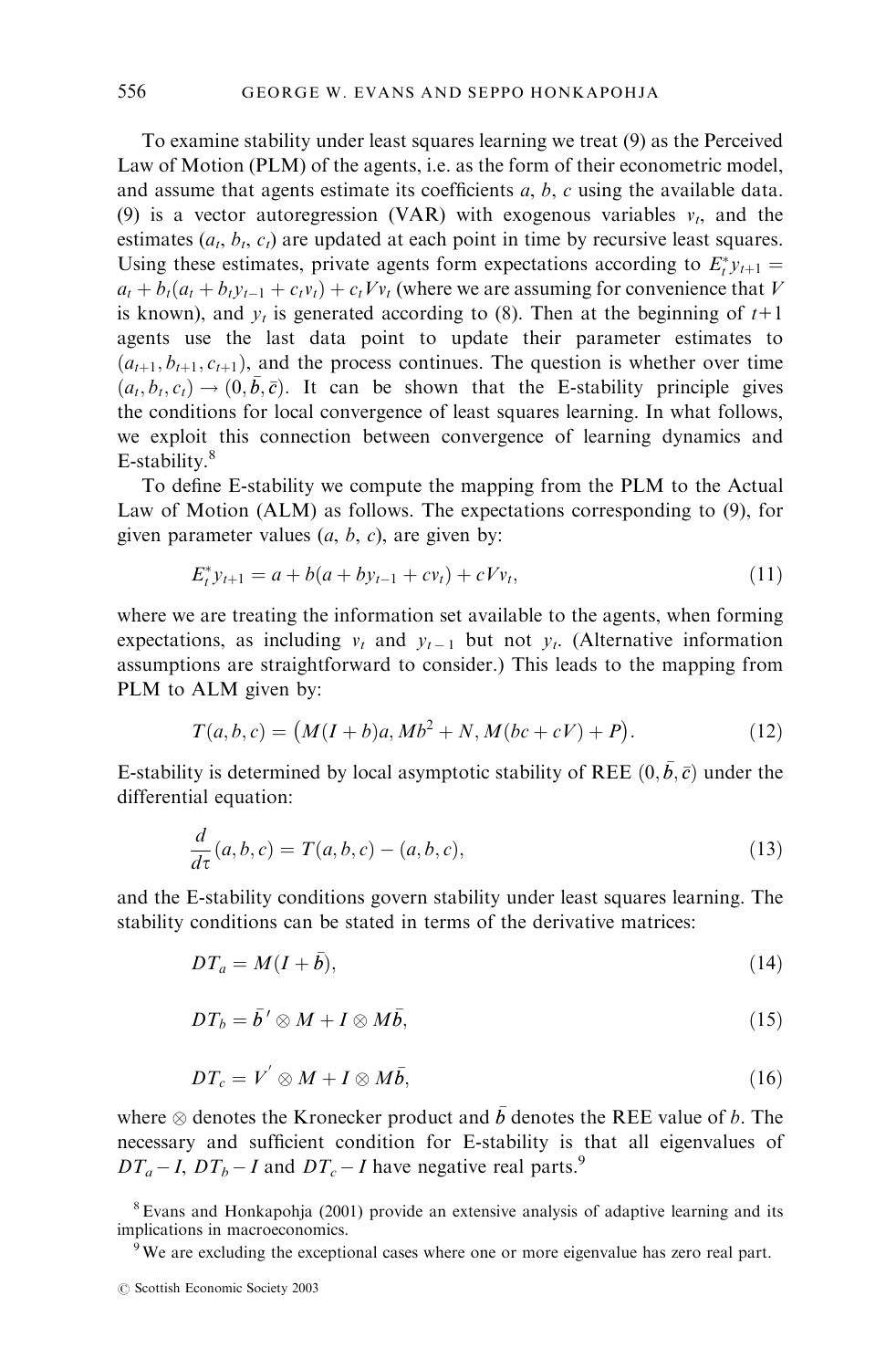To examine stability under least squares learning we treat (9) as the Perceived Law of Motion (PLM) of the agents, i.e. as the form of their econometric model, and assume that agents estimate its coefficients $a$, $b$, $c$ using the available data. (9) is a vector autoregression (VAR) with exogenous variables $v_t$, and the estimates $(a_t, b_t, c_t)$ are updated at each point in time by recursive least squares. Using these estimates, private agents form expectations according to $E_t^* y_{t+1} = a_t + b_t(a_t + b_t y_{t-1} + c_t v_t) + c_t V v_t$ (where we are assuming for convenience that $V$ is known), and $y_t$ is generated according to (8). Then at the beginning of $t+1$ agents use the last data point to update their parameter estimates to $(a_{t+1}, b_{t+1}, c_{t+1})$, and the process continues. The question is whether over time $(a_t, b_t, c_t) \rightarrow (0, \bar{b}, \bar{c})$. It can be shown that the E-stability principle gives the conditions for local convergence of least squares learning. In what follows, we exploit this connection between convergence of learning dynamics and E-stability.[8]

To define E-stability we compute the mapping from the PLM to the Actual Law of Motion (ALM) as follows. The expectations corresponding to (9), for given parameter values $(a, b, c)$, are given by:

$$E_t^* y_{t+1} = a + b(a + b y_{t-1} + c v_t) + c V v_t, \tag{11}$$

where we are treating the information set available to the agents, when forming expectations, as including $v_t$ and $y_{t-1}$ but not $y_t$. (Alternative information assumptions are straightforward to consider.) This leads to the mapping from PLM to ALM given by:

$$T(a, b, c) = \big(M(I + b)a, Mb^2 + N, M(bc + cV) + P\big). \tag{12}$$

E-stability is determined by local asymptotic stability of REE $(0, \bar{b}, \bar{c})$ under the differential equation:

$$\frac{d}{d\tau}(a, b, c) = T(a, b, c) - (a, b, c), \tag{13}$$

and the E-stability conditions govern stability under least squares learning. The stability conditions can be stated in terms of the derivative matrices:

$$DT_a = M(I + \bar{b}), \tag{14}$$

$$DT_b = \bar{b}' \otimes M + I \otimes M\bar{b}, \tag{15}$$

$$DT_c = V' \otimes M + I \otimes M\bar{b}, \tag{16}$$

where $\otimes$ denotes the Kronecker product and $\bar{b}$ denotes the REE value of $b$. The necessary and sufficient condition for E-stability is that all eigenvalues of $DT_a - I$, $DT_b - I$ and $DT_c - I$ have negative real parts.[9]

[8] Evans and Honkapohja (2001) provide an extensive analysis of adaptive learning and its implications in macroeconomics.

[9] We are excluding the exceptional cases where one or more eigenvalue has zero real part.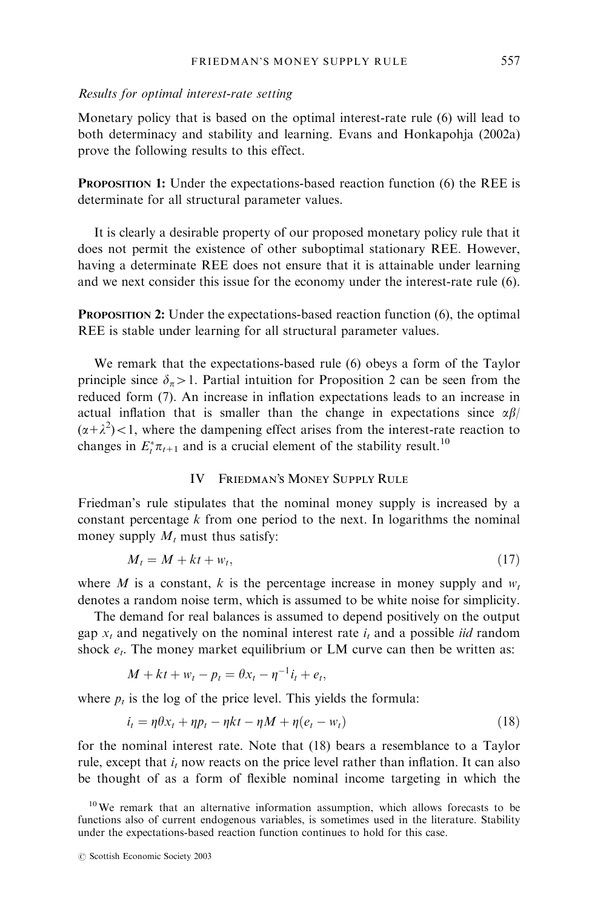*Results for optimal interest-rate setting*

Monetary policy that is based on the optimal interest-rate rule (6) will lead to both determinacy and stability and learning. Evans and Honkapohja (2002a) prove the following results to this effect.

**Proposition 1:** Under the expectations-based reaction function (6) the REE is determinate for all structural parameter values.

It is clearly a desirable property of our proposed monetary policy rule that it does not permit the existence of other suboptimal stationary REE. However, having a determinate REE does not ensure that it is attainable under learning and we next consider this issue for the economy under the interest-rate rule (6).

**Proposition 2:** Under the expectations-based reaction function (6), the optimal REE is stable under learning for all structural parameter values.

We remark that the expectations-based rule (6) obeys a form of the Taylor principle since $\delta_\pi > 1$. Partial intuition for Proposition 2 can be seen from the reduced form (7). An increase in inflation expectations leads to an increase in actual inflation that is smaller than the change in expectations since $\alpha\beta/(\alpha+\lambda^2) < 1$, where the dampening effect arises from the interest-rate reaction to changes in $E_t^* \pi_{t+1}$ and is a crucial element of the stability result.[10]

## IV Friedman's Money Supply Rule

Friedman's rule stipulates that the nominal money supply is increased by a constant percentage $k$ from one period to the next. In logarithms the nominal money supply $M_t$ must thus satisfy:

$$M_t = M + kt + w_t, \tag{17}$$

where $M$ is a constant, $k$ is the percentage increase in money supply and $w_t$ denotes a random noise term, which is assumed to be white noise for simplicity.

The demand for real balances is assumed to depend positively on the output gap $x_t$ and negatively on the nominal interest rate $i_t$ and a possible *iid* random shock $e_t$. The money market equilibrium or LM curve can then be written as:

$$M + kt + w_t - p_t = \theta x_t - \eta^{-1} i_t + e_t,$$

where $p_t$ is the log of the price level. This yields the formula:

$$i_t = \eta\theta x_t + \eta p_t - \eta kt - \eta M + \eta(e_t - w_t) \tag{18}$$

for the nominal interest rate. Note that (18) bears a resemblance to a Taylor rule, except that $i_t$ now reacts on the price level rather than inflation. It can also be thought of as a form of flexible nominal income targeting in which the

[10] We remark that an alternative information assumption, which allows forecasts to be functions also of current endogenous variables, is sometimes used in the literature. Stability under the expectations-based reaction function continues to hold for this case.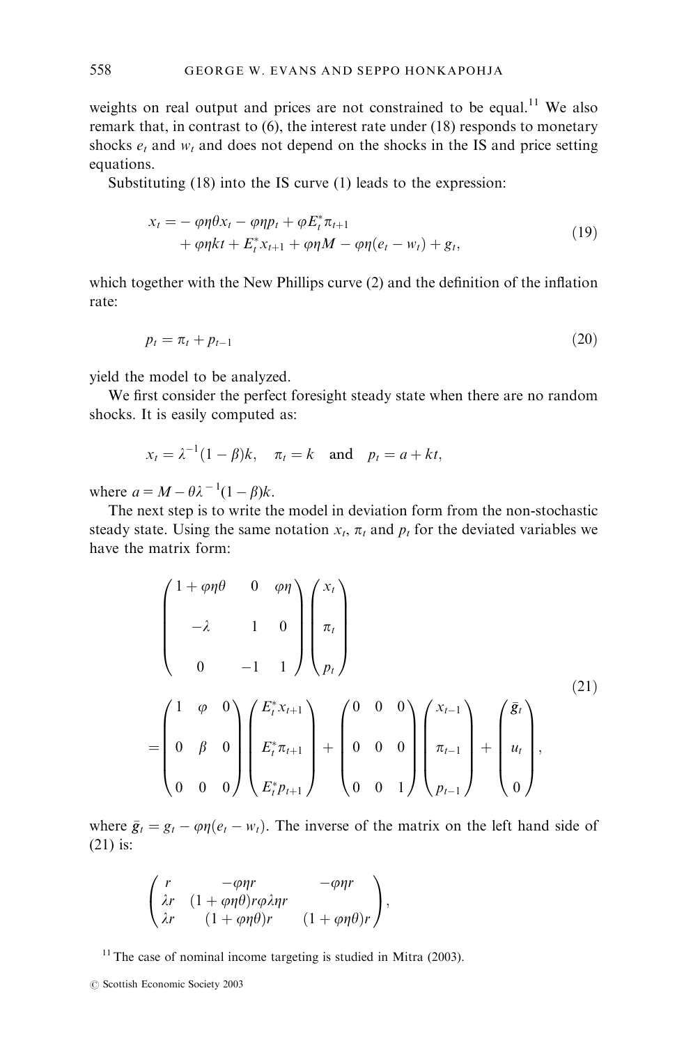weights on real output and prices are not constrained to be equal.[11] We also remark that, in contrast to (6), the interest rate under (18) responds to monetary shocks $e_t$ and $w_t$ and does not depend on the shocks in the IS and price setting equations.

Substituting (18) into the IS curve (1) leads to the expression:

$$
\begin{aligned}
x_t = & -\varphi\eta\theta x_t - \varphi\eta p_t + \varphi E_t^* \pi_{t+1} \\
& + \varphi\eta k t + E_t^* x_{t+1} + \varphi\eta M - \varphi\eta(e_t - w_t) + g_t,
\end{aligned}
\tag{19}
$$

which together with the New Phillips curve (2) and the definition of the inflation rate:

$$
p_t = \pi_t + p_{t-1} \tag{20}
$$

yield the model to be analyzed.

We first consider the perfect foresight steady state when there are no random shocks. It is easily computed as:

$$
x_t = \lambda^{-1}(1-\beta)k, \quad \pi_t = k \quad \text{and} \quad p_t = a + kt,
$$

where $a = M - \theta\lambda^{-1}(1-\beta)k$.

The next step is to write the model in deviation form from the non-stochastic steady state. Using the same notation $x_t$, $\pi_t$ and $p_t$ for the deviated variables we have the matrix form:

$$
\begin{pmatrix} 1+\varphi\eta\theta & 0 & \varphi\eta \\ -\lambda & 1 & 0 \\ 0 & -1 & 1 \end{pmatrix}
\begin{pmatrix} x_t \\ \pi_t \\ p_t \end{pmatrix}
= \begin{pmatrix} 1 & \varphi & 0 \\ 0 & \beta & 0 \\ 0 & 0 & 0 \end{pmatrix}
\begin{pmatrix} E_t^* x_{t+1} \\ E_t^* \pi_{t+1} \\ E_t^* p_{t+1} \end{pmatrix}
+ \begin{pmatrix} 0 & 0 & 0 \\ 0 & 0 & 0 \\ 0 & 0 & 1 \end{pmatrix}
\begin{pmatrix} x_{t-1} \\ \pi_{t-1} \\ p_{t-1} \end{pmatrix}
+ \begin{pmatrix} \bar{g}_t \\ u_t \\ 0 \end{pmatrix},
\tag{21}
$$

where $\bar{g}_t = g_t - \varphi\eta(e_t - w_t)$. The inverse of the matrix on the left hand side of (21) is:

$$
\begin{pmatrix} r & -\varphi\eta r & -\varphi\eta r \\ \lambda r & (1+\varphi\eta\theta)r\varphi\lambda\eta r & \\ \lambda r & (1+\varphi\eta\theta)r & (1+\varphi\eta\theta)r \end{pmatrix},
$$

[11] The case of nominal income targeting is studied in Mitra (2003).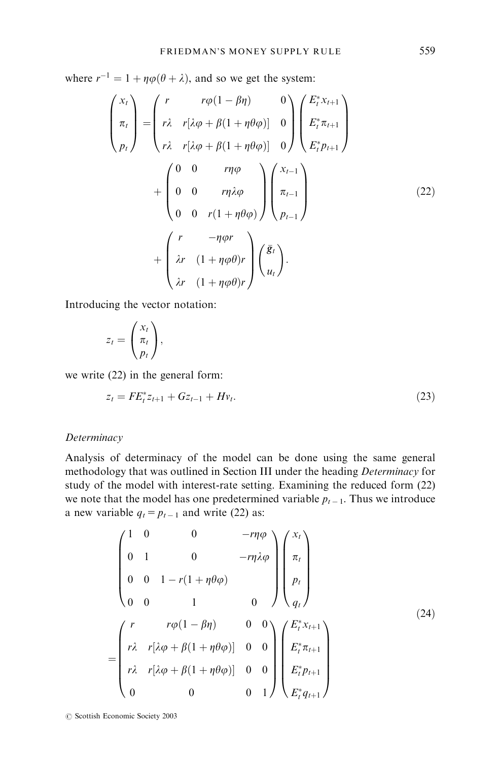where $r^{-1} = 1 + \eta\varphi(\theta + \lambda)$, and so we get the system:

$$
\begin{pmatrix} x_t \\ \pi_t \\ p_t \end{pmatrix} = \begin{pmatrix} r & r\varphi(1-\beta\eta) & 0 \\ r\lambda & r[\lambda\varphi + \beta(1+\eta\theta\varphi)] & 0 \\ r\lambda & r[\lambda\varphi + \beta(1+\eta\theta\varphi)] & 0 \end{pmatrix} \begin{pmatrix} E_t^* x_{t+1} \\ E_t^* \pi_{t+1} \\ E_t^* p_{t+1} \end{pmatrix}
+ \begin{pmatrix} 0 & 0 & r\eta\varphi \\ 0 & 0 & r\eta\lambda\varphi \\ 0 & 0 & r(1+\eta\theta\varphi) \end{pmatrix} \begin{pmatrix} x_{t-1} \\ \pi_{t-1} \\ p_{t-1} \end{pmatrix}
+ \begin{pmatrix} r & -\eta\varphi r \\ \lambda r & (1+\eta\varphi\theta) r \\ \lambda r & (1+\eta\varphi\theta) r \end{pmatrix} \begin{pmatrix} \bar{g}_t \\ u_t \end{pmatrix}. \tag{22}
$$

Introducing the vector notation:

$$
z_t = \begin{pmatrix} x_t \\ \pi_t \\ p_t \end{pmatrix},
$$

we write (22) in the general form:

$$
z_t = F E_t^* z_{t+1} + G z_{t-1} + H v_t. \tag{23}
$$

*Determinacy*

Analysis of determinacy of the model can be done using the same general methodology that was outlined in Section III under the heading *Determinacy* for study of the model with interest-rate setting. Examining the reduced form (22) we note that the model has one predetermined variable $p_{t-1}$. Thus we introduce a new variable $q_t = p_{t-1}$ and write (22) as:

$$
\begin{pmatrix} 1 & 0 & 0 & -r\eta\varphi \\ 0 & 1 & 0 & -r\eta\lambda\varphi \\ 0 & 0 & 1 - r(1+\eta\theta\varphi) & \\ 0 & 0 & 1 & 0 \end{pmatrix} \begin{pmatrix} x_t \\ \pi_t \\ p_t \\ q_t \end{pmatrix}
= \begin{pmatrix} r & r\varphi(1-\beta\eta) & 0 & 0 \\ r\lambda & r[\lambda\varphi + \beta(1+\eta\theta\varphi)] & 0 & 0 \\ r\lambda & r[\lambda\varphi + \beta(1+\eta\theta\varphi)] & 0 & 0 \\ 0 & 0 & 0 & 1 \end{pmatrix} \begin{pmatrix} E_t^* x_{t+1} \\ E_t^* \pi_{t+1} \\ E_t^* p_{t+1} \\ E_t^* q_{t+1} \end{pmatrix} \tag{24}
$$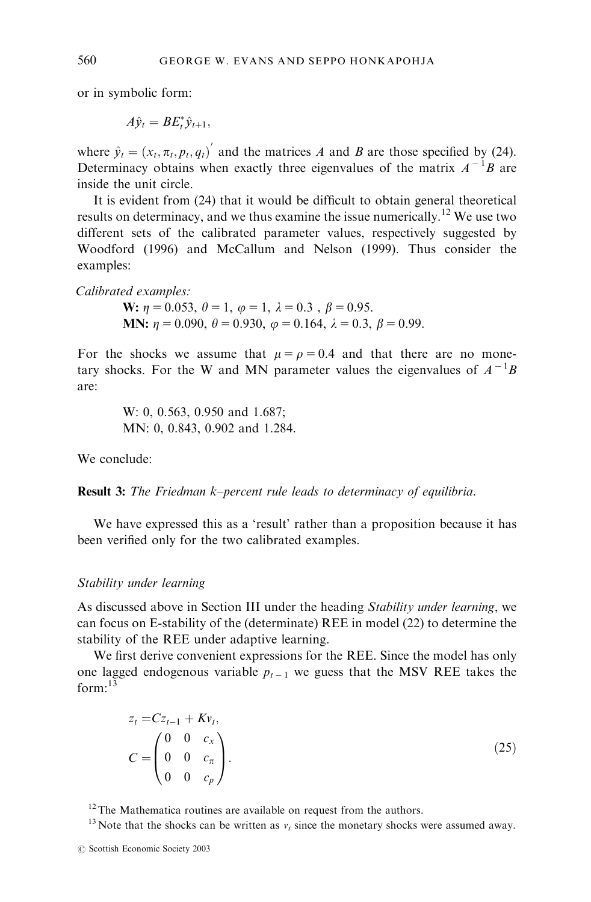or in symbolic form:

$$A\hat{y}_t = BE_t^*\hat{y}_{t+1},$$

where $\hat{y}_t = (x_t, \pi_t, p_t, q_t)'$ and the matrices $A$ and $B$ are those specified by (24). Determinacy obtains when exactly three eigenvalues of the matrix $A^{-1}B$ are inside the unit circle.

It is evident from (24) that it would be difficult to obtain general theoretical results on determinacy, and we thus examine the issue numerically.[12] We use two different sets of the calibrated parameter values, respectively suggested by Woodford (1996) and McCallum and Nelson (1999). Thus consider the examples:

*Calibrated examples:*

**W:** $\eta = 0.053$, $\theta = 1$, $\varphi = 1$, $\lambda = 0.3$ , $\beta = 0.95$.
**MN:** $\eta = 0.090$, $\theta = 0.930$, $\varphi = 0.164$, $\lambda = 0.3$, $\beta = 0.99$.

For the shocks we assume that $\mu = \rho = 0.4$ and that there are no monetary shocks. For the W and MN parameter values the eigenvalues of $A^{-1}B$ are:

W: 0, 0.563, 0.950 and 1.687;
MN: 0, 0.843, 0.902 and 1.284.

We conclude:

**Result 3:** *The Friedman k–percent rule leads to determinacy of equilibria.*

We have expressed this as a 'result' rather than a proposition because it has been verified only for the two calibrated examples.

*Stability under learning*

As discussed above in Section III under the heading *Stability under learning*, we can focus on E-stability of the (determinate) REE in model (22) to determine the stability of the REE under adaptive learning.

We first derive convenient expressions for the REE. Since the model has only one lagged endogenous variable $p_{t-1}$ we guess that the MSV REE takes the form:[13]

$$z_t = Cz_{t-1} + Kv_t,$$
$$C = \begin{pmatrix} 0 & 0 & c_x \\ 0 & 0 & c_\pi \\ 0 & 0 & c_p \end{pmatrix}. \tag{25}$$

[12] The Mathematica routines are available on request from the authors.

[13] Note that the shocks can be written as $v_t$ since the monetary shocks were assumed away.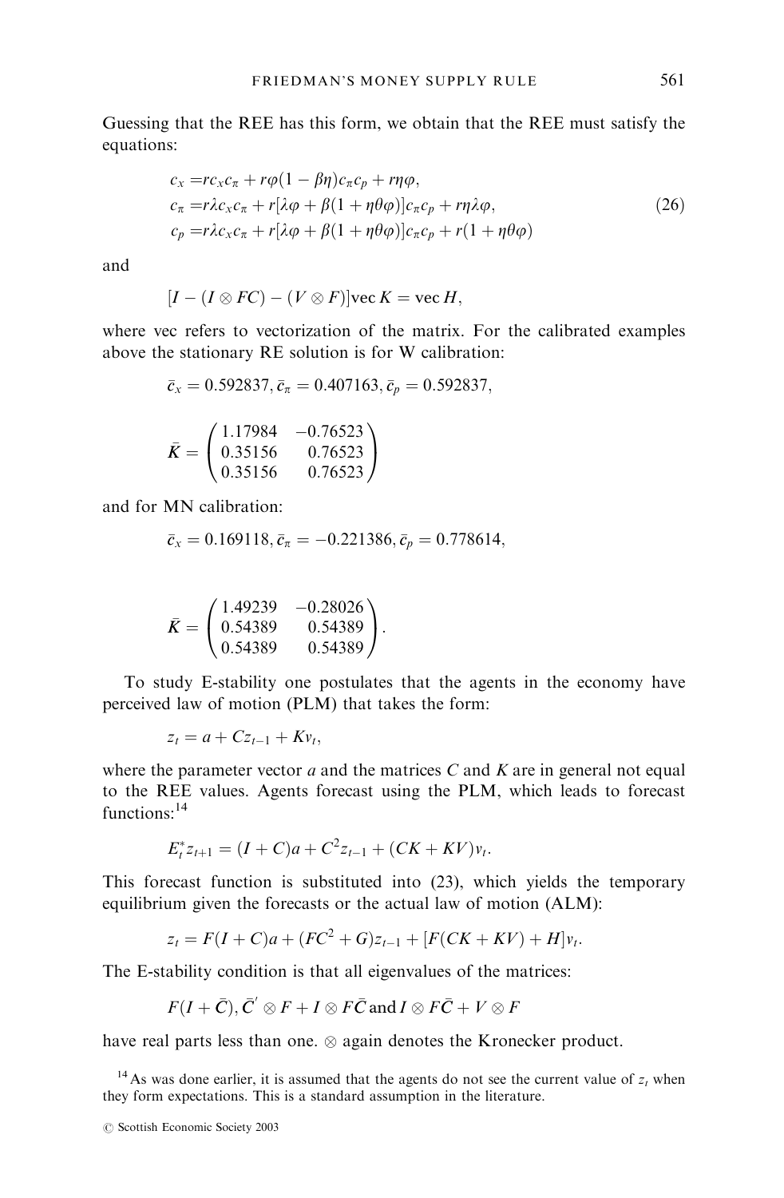Guessing that the REE has this form, we obtain that the REE must satisfy the equations:

$$
\begin{aligned}
c_x &= rc_x c_\pi + r\varphi(1-\beta\eta)c_\pi c_p + r\eta\varphi, \\
c_\pi &= r\lambda c_x c_\pi + r[\lambda\varphi + \beta(1+\eta\theta\varphi)]c_\pi c_p + r\eta\lambda\varphi, \\
c_p &= r\lambda c_x c_\pi + r[\lambda\varphi + \beta(1+\eta\theta\varphi)]c_\pi c_p + r(1+\eta\theta\varphi)
\end{aligned}
\tag{26}
$$

and

$$[I - (I \otimes FC) - (V \otimes F)]\text{vec}\, K = \text{vec}\, H,$$

where vec refers to vectorization of the matrix. For the calibrated examples above the stationary RE solution is for W calibration:

$$\bar{c}_x = 0.592837, \bar{c}_\pi = 0.407163, \bar{c}_p = 0.592837,$$

$$\bar{K} = \begin{pmatrix} 1.17984 & -0.76523 \\ 0.35156 & 0.76523 \\ 0.35156 & 0.76523 \end{pmatrix}$$

and for MN calibration:

$$\bar{c}_x = 0.169118, \bar{c}_\pi = -0.221386, \bar{c}_p = 0.778614,$$

$$\bar{K} = \begin{pmatrix} 1.49239 & -0.28026 \\ 0.54389 & 0.54389 \\ 0.54389 & 0.54389 \end{pmatrix}.$$

To study E-stability one postulates that the agents in the economy have perceived law of motion (PLM) that takes the form:

$$z_t = a + Cz_{t-1} + Kv_t,$$

where the parameter vector $a$ and the matrices $C$ and $K$ are in general not equal to the REE values. Agents forecast using the PLM, which leads to forecast functions:[14]

$$E_t^* z_{t+1} = (I + C)a + C^2 z_{t-1} + (CK + KV)v_t.$$

This forecast function is substituted into (23), which yields the temporary equilibrium given the forecasts or the actual law of motion (ALM):

$$z_t = F(I + C)a + (FC^2 + G)z_{t-1} + [F(CK + KV) + H]v_t.$$

The E-stability condition is that all eigenvalues of the matrices:

$$F(I + \bar{C}), \bar{C}' \otimes F + I \otimes F\bar{C} \text{ and } I \otimes F\bar{C} + V \otimes F$$

have real parts less than one. $\otimes$ again denotes the Kronecker product.

[14] As was done earlier, it is assumed that the agents do not see the current value of $z_t$ when they form expectations. This is a standard assumption in the literature.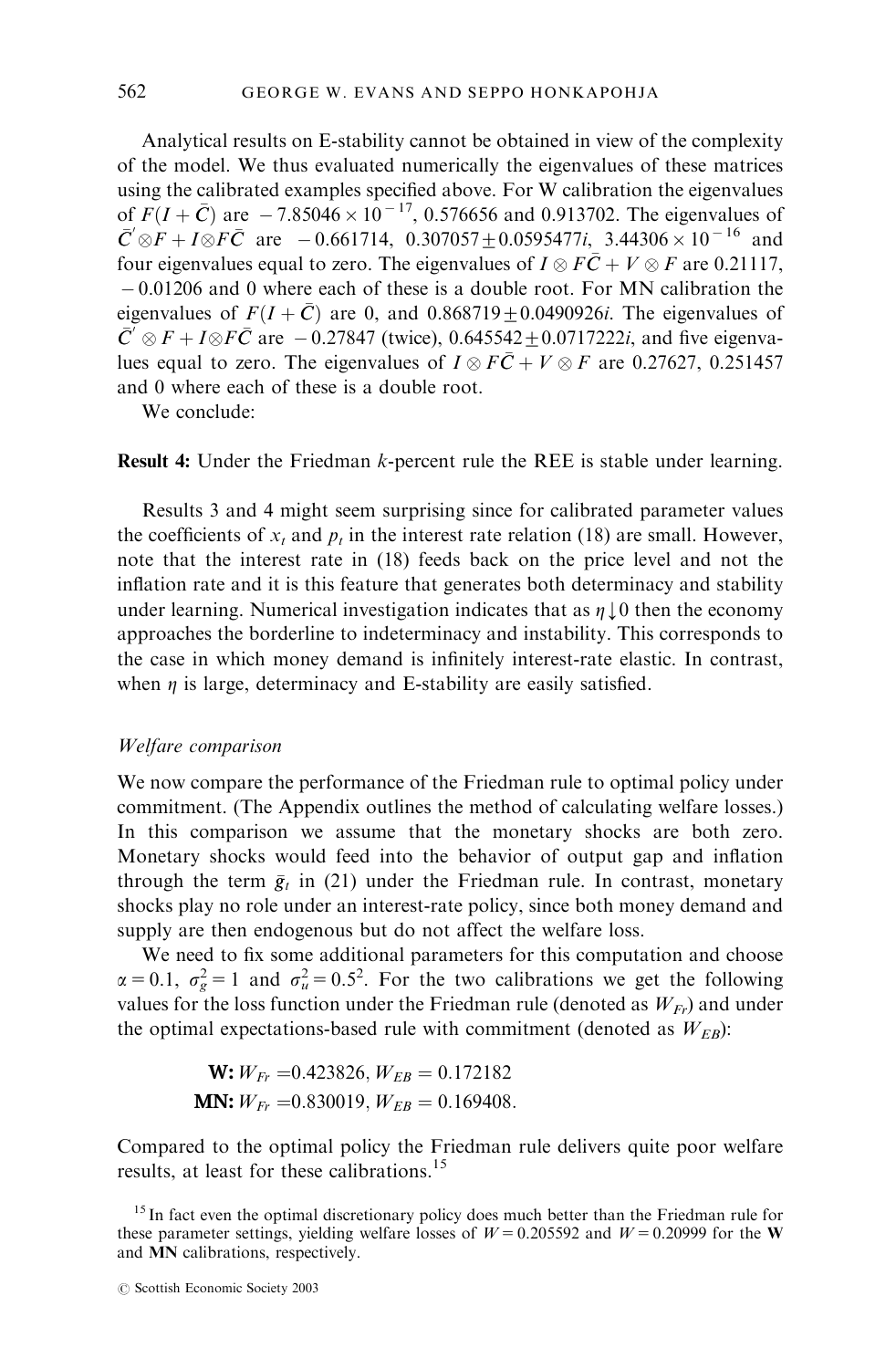Analytical results on E-stability cannot be obtained in view of the complexity of the model. We thus evaluated numerically the eigenvalues of these matrices using the calibrated examples specified above. For W calibration the eigenvalues of $F(I+\bar{C})$ are $-7.85046\times10^{-17}$, 0.576656 and 0.913702. The eigenvalues of $\bar{C}'\otimes F+I\otimes F\bar{C}$ are $-0.661714$, $0.307057\pm0.0595477i$, $3.44306\times10^{-16}$ and four eigenvalues equal to zero. The eigenvalues of $I\otimes F\bar{C}+V\otimes F$ are 0.21117, $-0.01206$ and 0 where each of these is a double root. For MN calibration the eigenvalues of $F(I+\bar{C})$ are 0, and $0.868719\pm0.0490926i$. The eigenvalues of $\bar{C}'\otimes F+I\otimes F\bar{C}$ are $-0.27847$ (twice), $0.645542\pm0.0717222i$, and five eigenvalues equal to zero. The eigenvalues of $I\otimes F\bar{C}+V\otimes F$ are 0.27627, 0.251457 and 0 where each of these is a double root.

We conclude:

**Result 4:** Under the Friedman *k*-percent rule the REE is stable under learning.

Results 3 and 4 might seem surprising since for calibrated parameter values the coefficients of $x_t$ and $p_t$ in the interest rate relation (18) are small. However, note that the interest rate in (18) feeds back on the price level and not the inflation rate and it is this feature that generates both determinacy and stability under learning. Numerical investigation indicates that as $\eta\downarrow 0$ then the economy approaches the borderline to indeterminacy and instability. This corresponds to the case in which money demand is infinitely interest-rate elastic. In contrast, when $\eta$ is large, determinacy and E-stability are easily satisfied.

*Welfare comparison*

We now compare the performance of the Friedman rule to optimal policy under commitment. (The Appendix outlines the method of calculating welfare losses.) In this comparison we assume that the monetary shocks are both zero. Monetary shocks would feed into the behavior of output gap and inflation through the term $\bar{g}_t$ in (21) under the Friedman rule. In contrast, monetary shocks play no role under an interest-rate policy, since both money demand and supply are then endogenous but do not affect the welfare loss.

We need to fix some additional parameters for this computation and choose $\alpha=0.1$, $\sigma_g^2=1$ and $\sigma_u^2=0.5^2$. For the two calibrations we get the following values for the loss function under the Friedman rule (denoted as $W_{Fr}$) and under the optimal expectations-based rule with commitment (denoted as $W_{EB}$):

**W:** $W_{Fr}=0.423826$, $W_{EB}=0.172182$
**MN:** $W_{Fr}=0.830019$, $W_{EB}=0.169408$.

Compared to the optimal policy the Friedman rule delivers quite poor welfare results, at least for these calibrations.[15]

[15] In fact even the optimal discretionary policy does much better than the Friedman rule for these parameter settings, yielding welfare losses of $W=0.205592$ and $W=0.20999$ for the **W** and **MN** calibrations, respectively.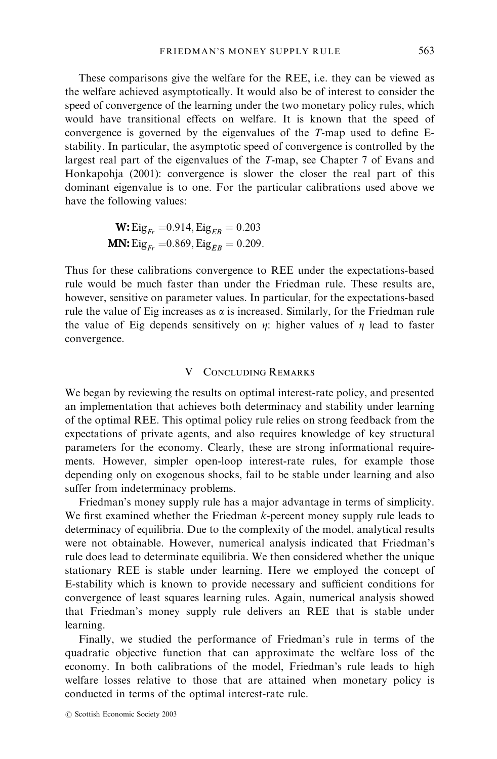These comparisons give the welfare for the REE, i.e. they can be viewed as the welfare achieved asymptotically. It would also be of interest to consider the speed of convergence of the learning under the two monetary policy rules, which would have transitional effects on welfare. It is known that the speed of convergence is governed by the eigenvalues of the *T*-map used to define E-stability. In particular, the asymptotic speed of convergence is controlled by the largest real part of the eigenvalues of the *T*-map, see Chapter 7 of Evans and Honkapohja (2001): convergence is slower the closer the real part of this dominant eigenvalue is to one. For the particular calibrations used above we have the following values:

$$\textbf{W:}\ \text{Eig}_{Fr} = 0.914, \text{Eig}_{EB} = 0.203$$
$$\textbf{MN:}\ \text{Eig}_{Fr} = 0.869, \text{Eig}_{EB} = 0.209.$$

Thus for these calibrations convergence to REE under the expectations-based rule would be much faster than under the Friedman rule. These results are, however, sensitive on parameter values. In particular, for the expectations-based rule the value of Eig increases as $\alpha$ is increased. Similarly, for the Friedman rule the value of Eig depends sensitively on $\eta$: higher values of $\eta$ lead to faster convergence.

## V Concluding Remarks

We began by reviewing the results on optimal interest-rate policy, and presented an implementation that achieves both determinacy and stability under learning of the optimal REE. This optimal policy rule relies on strong feedback from the expectations of private agents, and also requires knowledge of key structural parameters for the economy. Clearly, these are strong informational requirements. However, simpler open-loop interest-rate rules, for example those depending only on exogenous shocks, fail to be stable under learning and also suffer from indeterminacy problems.

Friedman's money supply rule has a major advantage in terms of simplicity. We first examined whether the Friedman *k*-percent money supply rule leads to determinacy of equilibria. Due to the complexity of the model, analytical results were not obtainable. However, numerical analysis indicated that Friedman's rule does lead to determinate equilibria. We then considered whether the unique stationary REE is stable under learning. Here we employed the concept of E-stability which is known to provide necessary and sufficient conditions for convergence of least squares learning rules. Again, numerical analysis showed that Friedman's money supply rule delivers an REE that is stable under learning.

Finally, we studied the performance of Friedman's rule in terms of the quadratic objective function that can approximate the welfare loss of the economy. In both calibrations of the model, Friedman's rule leads to high welfare losses relative to those that are attained when monetary policy is conducted in terms of the optimal interest-rate rule.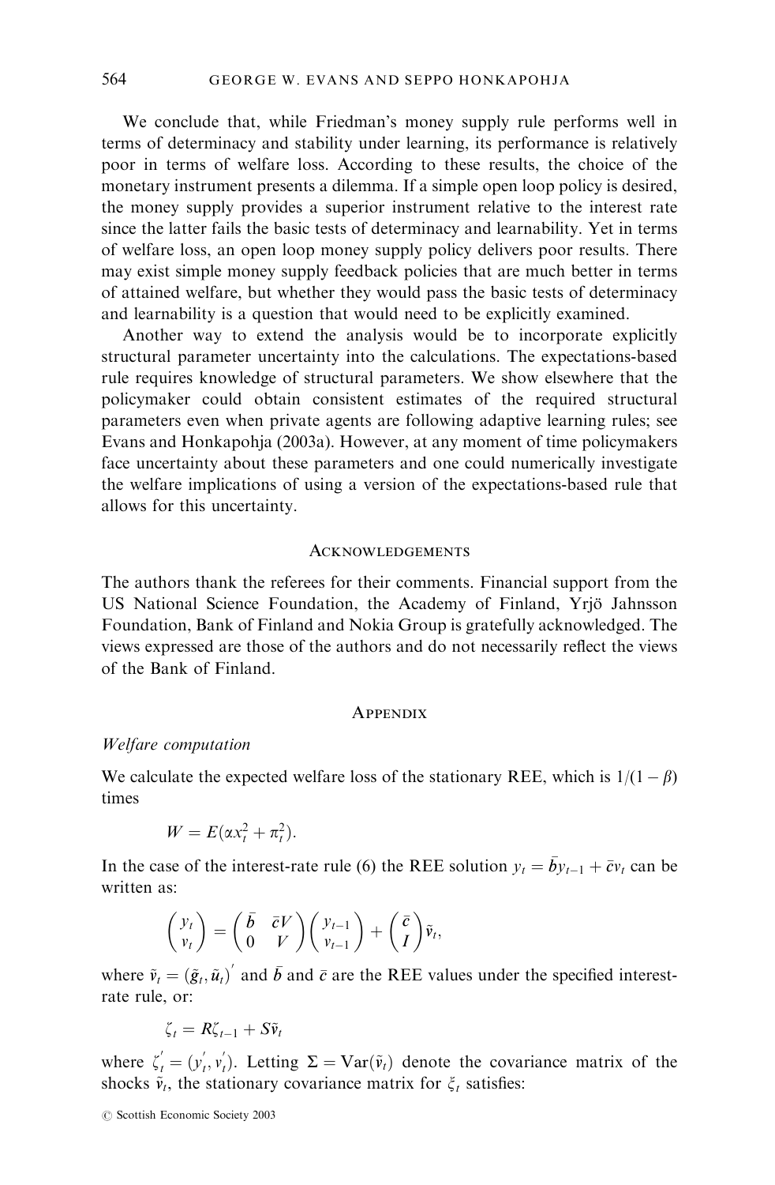We conclude that, while Friedman's money supply rule performs well in terms of determinacy and stability under learning, its performance is relatively poor in terms of welfare loss. According to these results, the choice of the monetary instrument presents a dilemma. If a simple open loop policy is desired, the money supply provides a superior instrument relative to the interest rate since the latter fails the basic tests of determinacy and learnability. Yet in terms of welfare loss, an open loop money supply policy delivers poor results. There may exist simple money supply feedback policies that are much better in terms of attained welfare, but whether they would pass the basic tests of determinacy and learnability is a question that would need to be explicitly examined.

Another way to extend the analysis would be to incorporate explicitly structural parameter uncertainty into the calculations. The expectations-based rule requires knowledge of structural parameters. We show elsewhere that the policymaker could obtain consistent estimates of the required structural parameters even when private agents are following adaptive learning rules; see Evans and Honkapohja (2003a). However, at any moment of time policymakers face uncertainty about these parameters and one could numerically investigate the welfare implications of using a version of the expectations-based rule that allows for this uncertainty.

## Acknowledgements

The authors thank the referees for their comments. Financial support from the US National Science Foundation, the Academy of Finland, Yrjö Jahnsson Foundation, Bank of Finland and Nokia Group is gratefully acknowledged. The views expressed are those of the authors and do not necessarily reflect the views of the Bank of Finland.

## Appendix

*Welfare computation*

We calculate the expected welfare loss of the stationary REE, which is $1/(1-\beta)$ times

$$W = E(\alpha x_t^2 + \pi_t^2).$$

In the case of the interest-rate rule (6) the REE solution $y_t = \bar{b}y_{t-1} + \bar{c}v_t$ can be written as:

$$\begin{pmatrix} y_t \\ v_t \end{pmatrix} = \begin{pmatrix} \bar{b} & \bar{c}V \\ 0 & V \end{pmatrix} \begin{pmatrix} y_{t-1} \\ v_{t-1} \end{pmatrix} + \begin{pmatrix} \bar{c} \\ I \end{pmatrix} \tilde{v}_t,$$

where $\tilde{v}_t = (\tilde{g}_t, \tilde{u}_t)'$ and $\bar{b}$ and $\bar{c}$ are the REE values under the specified interest-rate rule, or:

$$\zeta_t = R\zeta_{t-1} + S\tilde{v}_t$$

where $\zeta_t' = (y_t', v_t')$. Letting $\Sigma = \text{Var}(\tilde{v}_t)$ denote the covariance matrix of the shocks $\tilde{v}_t$, the stationary covariance matrix for $\xi_t$ satisfies: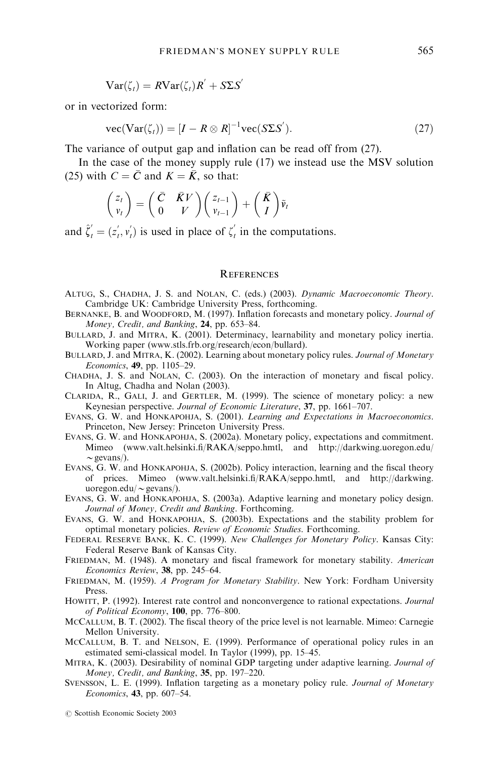$$\text{Var}(\zeta_t) = R\text{Var}(\zeta_t)R' + S\Sigma S'$$

or in vectorized form:

$$\text{vec}(\text{Var}(\zeta_t)) = [I - R \otimes R]^{-1}\text{vec}(S\Sigma S'). \tag{27}$$

The variance of output gap and inflation can be read off from (27).

In the case of the money supply rule (17) we instead use the MSV solution (25) with $C = \bar{C}$ and $K = \bar{K}$, so that:

$$\begin{pmatrix} z_t \\ v_t \end{pmatrix} = \begin{pmatrix} \bar{C} & \bar{K}V \\ 0 & V \end{pmatrix} \begin{pmatrix} z_{t-1} \\ v_{t-1} \end{pmatrix} + \begin{pmatrix} \bar{K} \\ I \end{pmatrix} \tilde{v}_t$$

and $\hat{\zeta}_t' = (z_t', v_t')$ is used in place of $\zeta_t'$ in the computations.

## References

Altug, S., Chadha, J. S. and Nolan, C. (eds.) (2003). *Dynamic Macroeconomic Theory*. Cambridge UK: Cambridge University Press, forthcoming.

Bernanke, B. and Woodford, M. (1997). Inflation forecasts and monetary policy. *Journal of Money, Credit, and Banking*, **24**, pp. 653–84.

Bullard, J. and Mitra, K. (2001). Determinacy, learnability and monetary policy inertia. Working paper (www.stls.frb.org/research/econ/bullard).

Bullard, J. and Mitra, K. (2002). Learning about monetary policy rules. *Journal of Monetary Economics*, **49**, pp. 1105–29.

Chadha, J. S. and Nolan, C. (2003). On the interaction of monetary and fiscal policy. In Altug, Chadha and Nolan (2003).

Clarida, R., Gali, J. and Gertler, M. (1999). The science of monetary policy: a new Keynesian perspective. *Journal of Economic Literature*, **37**, pp. 1661–707.

Evans, G. W. and Honkapohja, S. (2001). *Learning and Expectations in Macroeconomics*. Princeton, New Jersey: Princeton University Press.

Evans, G. W. and Honkapohja, S. (2002a). Monetary policy, expectations and commitment. Mimeo (www.valt.helsinki.fi/RAKA/seppo.hmtl, and http://darkwing.uoregon.edu/~gevans/).

Evans, G. W. and Honkapohja, S. (2002b). Policy interaction, learning and the fiscal theory of prices. Mimeo (www.valt.helsinki.fi/RAKA/seppo.hmtl, and http://darkwing.uoregon.edu/~gevans/).

Evans, G. W. and Honkapohja, S. (2003a). Adaptive learning and monetary policy design. *Journal of Money, Credit and Banking*. Forthcoming.

Evans, G. W. and Honkapohja, S. (2003b). Expectations and the stability problem for optimal monetary policies. *Review of Economic Studies*. Forthcoming.

Federal Reserve Bank, K. C. (1999). *New Challenges for Monetary Policy*. Kansas City: Federal Reserve Bank of Kansas City.

Friedman, M. (1948). A monetary and fiscal framework for monetary stability. *American Economics Review*, **38**, pp. 245–64.

Friedman, M. (1959). *A Program for Monetary Stability*. New York: Fordham University Press.

Howitt, P. (1992). Interest rate control and nonconvergence to rational expectations. *Journal of Political Economy*, **100**, pp. 776–800.

McCallum, B. T. (2002). The fiscal theory of the price level is not learnable. Mimeo: Carnegie Mellon University.

McCallum, B. T. and Nelson, E. (1999). Performance of operational policy rules in an estimated semi-classical model. In Taylor (1999), pp. 15–45.

Mitra, K. (2003). Desirability of nominal GDP targeting under adaptive learning. *Journal of Money, Credit, and Banking*, **35**, pp. 197–220.

Svensson, L. E. (1999). Inflation targeting as a monetary policy rule. *Journal of Monetary Economics*, **43**, pp. 607–54.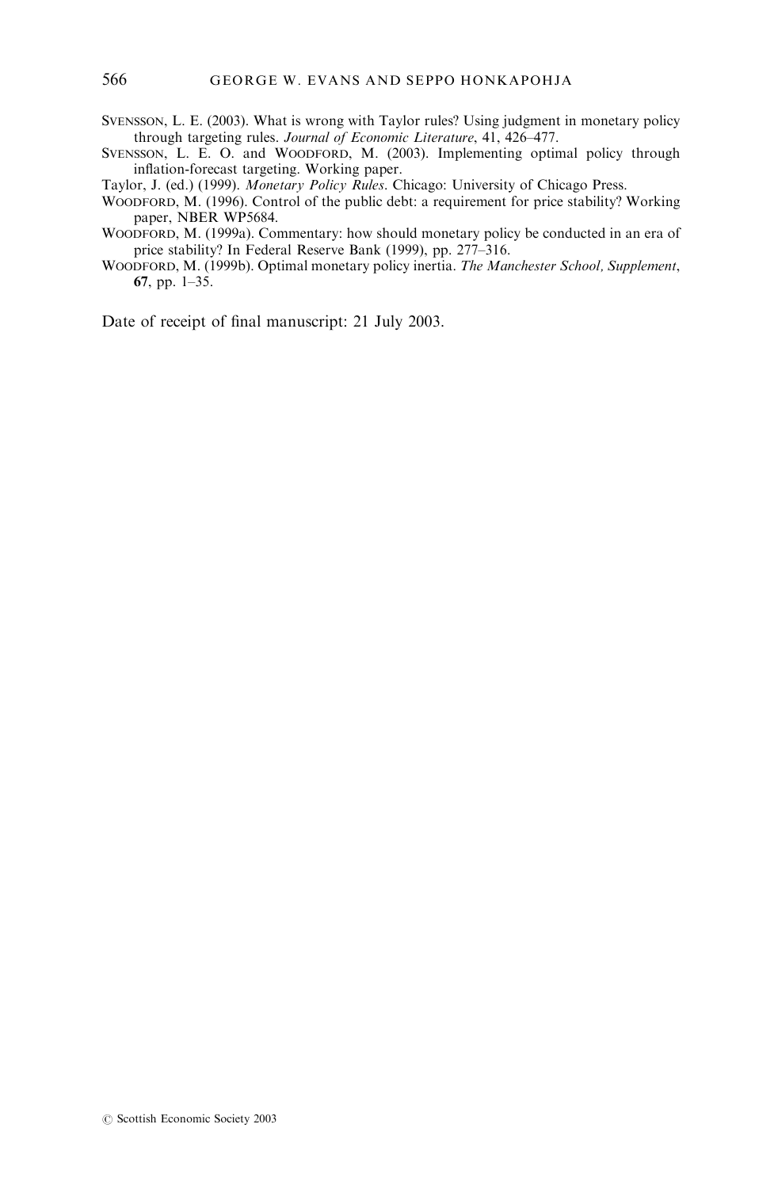Svensson, L. E. (2003). What is wrong with Taylor rules? Using judgment in monetary policy through targeting rules. *Journal of Economic Literature*, 41, 426–477.

Svensson, L. E. O. and Woodford, M. (2003). Implementing optimal policy through inflation-forecast targeting. Working paper.

Taylor, J. (ed.) (1999). *Monetary Policy Rules*. Chicago: University of Chicago Press.

Woodford, M. (1996). Control of the public debt: a requirement for price stability? Working paper, NBER WP5684.

Woodford, M. (1999a). Commentary: how should monetary policy be conducted in an era of price stability? In Federal Reserve Bank (1999), pp. 277–316.

Woodford, M. (1999b). Optimal monetary policy inertia. *The Manchester School, Supplement*, **67**, pp. 1–35.

Date of receipt of final manuscript: 21 July 2003.